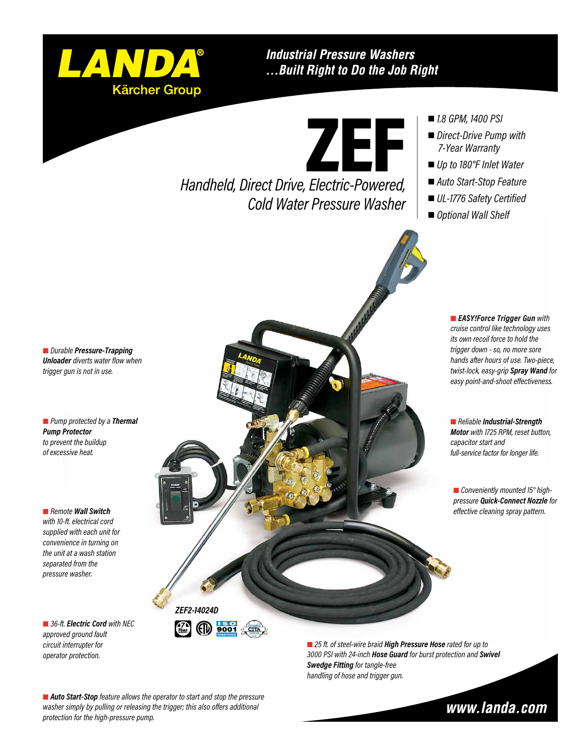# LANDA®

Kärcher Group

*Industrial Pressure Washers*
*...Built Right to Do the Job Right*

# ZEF

*Handheld, Direct Drive, Electric-Powered, Cold Water Pressure Washer*

- *1.8 GPM, 1400 PSI*
- *Direct-Drive Pump with 7-Year Warranty*
- *Up to 180°F Inlet Water*
- *Auto Start-Stop Feature*
- *UL-1776 Safety Certified*
- *Optional Wall Shelf*

- *Durable **Pressure-Trapping Unloader** diverts water flow when trigger gun is not in use.*
- *Pump protected by a **Thermal Pump Protector** to prevent the buildup of excessive heat.*
- *Remote **Wall Switch** with 10-ft. electrical cord supplied with each unit for convenience in turning on the unit at a wash station separated from the pressure washer.*
- *36-ft. **Electric Cord** with NEC approved ground fault circuit interrupter for operator protection.*
- ***EASY!Force Trigger Gun** with cruise control like technology uses its own recoil force to hold the trigger down - so, no more sore hands after hours of use. Two-piece, twist-lock, easy-grip **Spray Wand** for easy point-and-shoot effectiveness.*
- *Reliable **Industrial-Strength Motor** with 1725 RPM, reset button, capacitor start and full-service factor for longer life.*
- *Conveniently mounted 15° high-pressure **Quick-Connect Nozzle** for effective cleaning spray pattern.*
- *25 ft. of steel-wire braid **High Pressure Hose** rated for up to 3000 PSI with 24-inch **Hose Guard** for burst protection and **Swivel Swedge Fitting** for tangle-free handling of hose and trigger gun.*

***ZEF2-14024D***

- ***Auto Start-Stop** feature allows the operator to start and stop the pressure washer simply by pulling or releasing the trigger; this also offers additional protection for the high-pressure pump.*

**www.landa.com**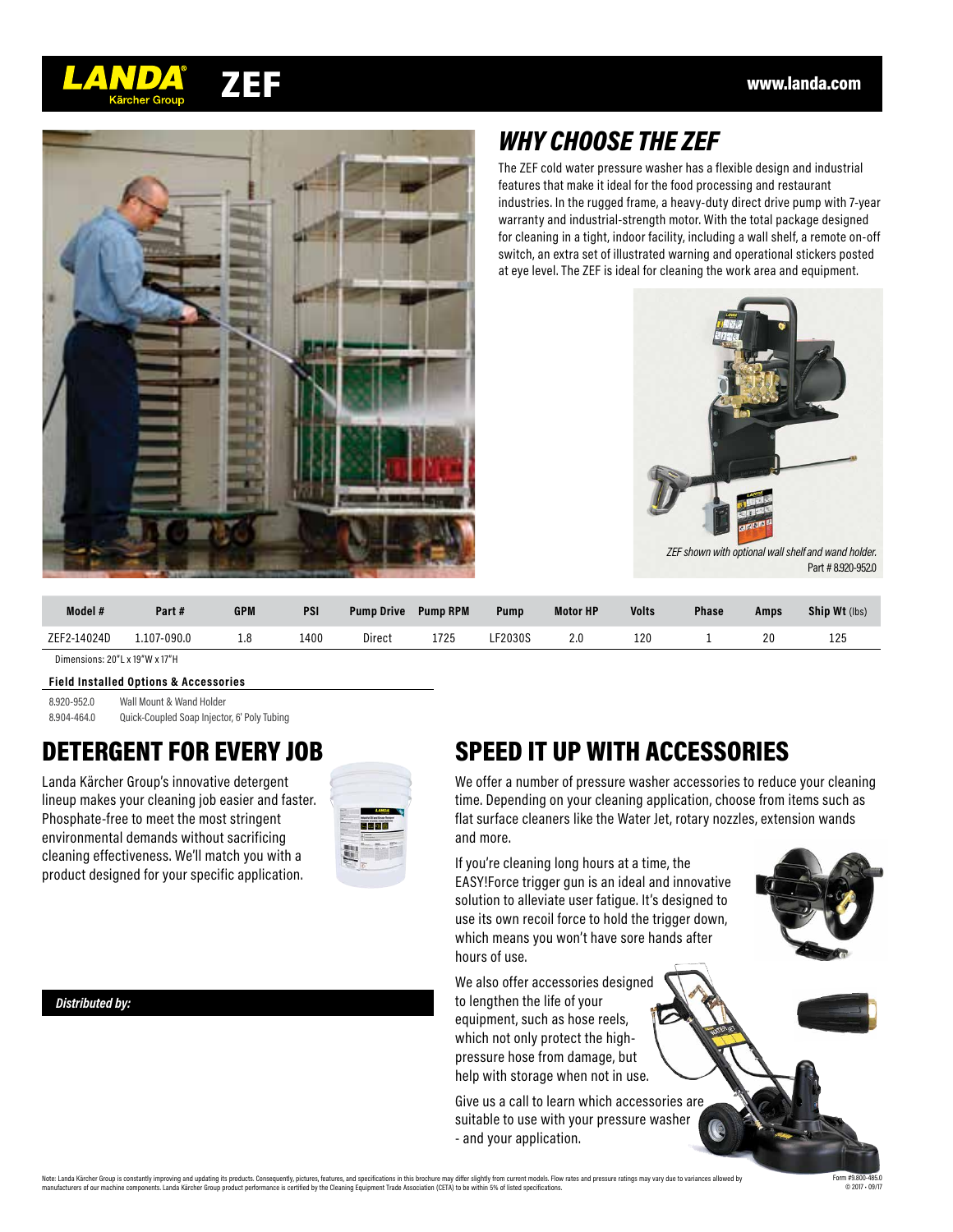# LANDA ZEF

www.landa.com

## WHY CHOOSE THE ZEF

The ZEF cold water pressure washer has a flexible design and industrial features that make it ideal for the food processing and restaurant industries. In the rugged frame, a heavy-duty direct drive pump with 7-year warranty and industrial-strength motor. With the total package designed for cleaning in a tight, indoor facility, including a wall shelf, a remote on-off switch, an extra set of illustrated warning and operational stickers posted at eye level. The ZEF is ideal for cleaning the work area and equipment.

*ZEF shown with optional wall shelf and wand holder.*
Part # 8.920-952.0

| Model # | Part # | GPM | PSI | Pump Drive | Pump RPM | Pump | Motor HP | Volts | Phase | Amps | Ship Wt (lbs) |
|---|---|---|---|---|---|---|---|---|---|---|---|
| ZEF2-14024D | 1.107-090.0 | 1.8 | 1400 | Direct | 1725 | LF2030S | 2.0 | 120 | 1 | 20 | 125 |

Dimensions: 20"L x 19"W x 17"H

**Field Installed Options & Accessories**

| | |
|---|---|
| 8.920-952.0 | Wall Mount & Wand Holder |
| 8.904-464.0 | Quick-Coupled Soap Injector, 6' Poly Tubing |

## DETERGENT FOR EVERY JOB

Landa Kärcher Group's innovative detergent lineup makes your cleaning job easier and faster. Phosphate-free to meet the most stringent environmental demands without sacrificing cleaning effectiveness. We'll match you with a product designed for your specific application.

***Distributed by:***

## SPEED IT UP WITH ACCESSORIES

We offer a number of pressure washer accessories to reduce your cleaning time. Depending on your cleaning application, choose from items such as flat surface cleaners like the Water Jet, rotary nozzles, extension wands and more.

If you're cleaning long hours at a time, the EASY!Force trigger gun is an ideal and innovative solution to alleviate user fatigue. It's designed to use its own recoil force to hold the trigger down, which means you won't have sore hands after hours of use.

We also offer accessories designed to lengthen the life of your equipment, such as hose reels, which not only protect the high-pressure hose from damage, but help with storage when not in use.

Give us a call to learn which accessories are suitable to use with your pressure washer - and your application.

Note: Landa Kärcher Group is constantly improving and updating its products. Consequently, pictures, features, and specifications in this brochure may differ slightly from current models. Flow rates and pressure ratings may vary due to variances allowed by manufacturers of our machine components. Landa Kärcher Group product performance is certified by the Cleaning Equipment Trade Association (CETA) to be within 5% of listed specifications.

Form #9.800-485.0
© 2017 • 09/17